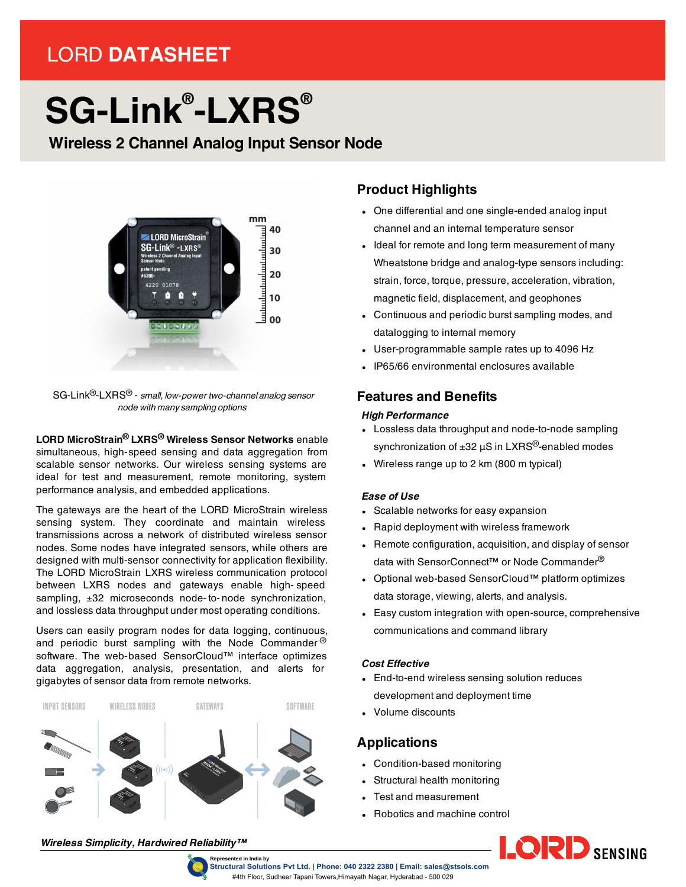LORD DATASHEET

# SG-Link®-LXRS®

## Wireless 2 Channel Analog Input Sensor Node

SG-Link®-LXRS® - *small, low-power two-channel analog sensor node with many sampling options*

**LORD MicroStrain® LXRS® Wireless Sensor Networks** enable simultaneous, high-speed sensing and data aggregation from scalable sensor networks. Our wireless sensing systems are ideal for test and measurement, remote monitoring, system performance analysis, and embedded applications.

The gateways are the heart of the LORD MicroStrain wireless sensing system. They coordinate and maintain wireless transmissions across a network of distributed wireless sensor nodes. Some nodes have integrated sensors, while others are designed with multi-sensor connectivity for application flexibility. The LORD MicroStrain LXRS wireless communication protocol between LXRS nodes and gateways enable high-speed sampling, ±32 microseconds node-to-node synchronization, and lossless data throughput under most operating conditions.

Users can easily program nodes for data logging, continuous, and periodic burst sampling with the Node Commander® software. The web-based SensorCloud™ interface optimizes data aggregation, analysis, presentation, and alerts for gigabytes of sensor data from remote networks.

INPUT SENSORS — WIRELESS NODES — GATEWAYS — SOFTWARE

## Product Highlights

- One differential and one single-ended analog input channel and an internal temperature sensor
- Ideal for remote and long term measurement of many Wheatstone bridge and analog-type sensors including: strain, force, torque, pressure, acceleration, vibration, magnetic field, displacement, and geophones
- Continuous and periodic burst sampling modes, and datalogging to internal memory
- User-programmable sample rates up to 4096 Hz
- IP65/66 environmental enclosures available

## Features and Benefits

### *High Performance*

- Lossless data throughput and node-to-node sampling synchronization of ±32 µS in LXRS®-enabled modes
- Wireless range up to 2 km (800 m typical)

### *Ease of Use*

- Scalable networks for easy expansion
- Rapid deployment with wireless framework
- Remote configuration, acquisition, and display of sensor data with SensorConnect™ or Node Commander®
- Optional web-based SensorCloud™ platform optimizes data storage, viewing, alerts, and analysis.
- Easy custom integration with open-source, comprehensive communications and command library

### *Cost Effective*

- End-to-end wireless sensing solution reduces development and deployment time
- Volume discounts

## Applications

- Condition-based monitoring
- Structural health monitoring
- Test and measurement
- Robotics and machine control

*Wireless Simplicity, Hardwired Reliability™*

Represented in India by
Structural Solutions Pvt Ltd. | Phone: 040 2322 2380 | Email: sales@stsols.com
#4th Floor, Sudheer Tapani Towers,Himayath Nagar, Hyderabad - 500 029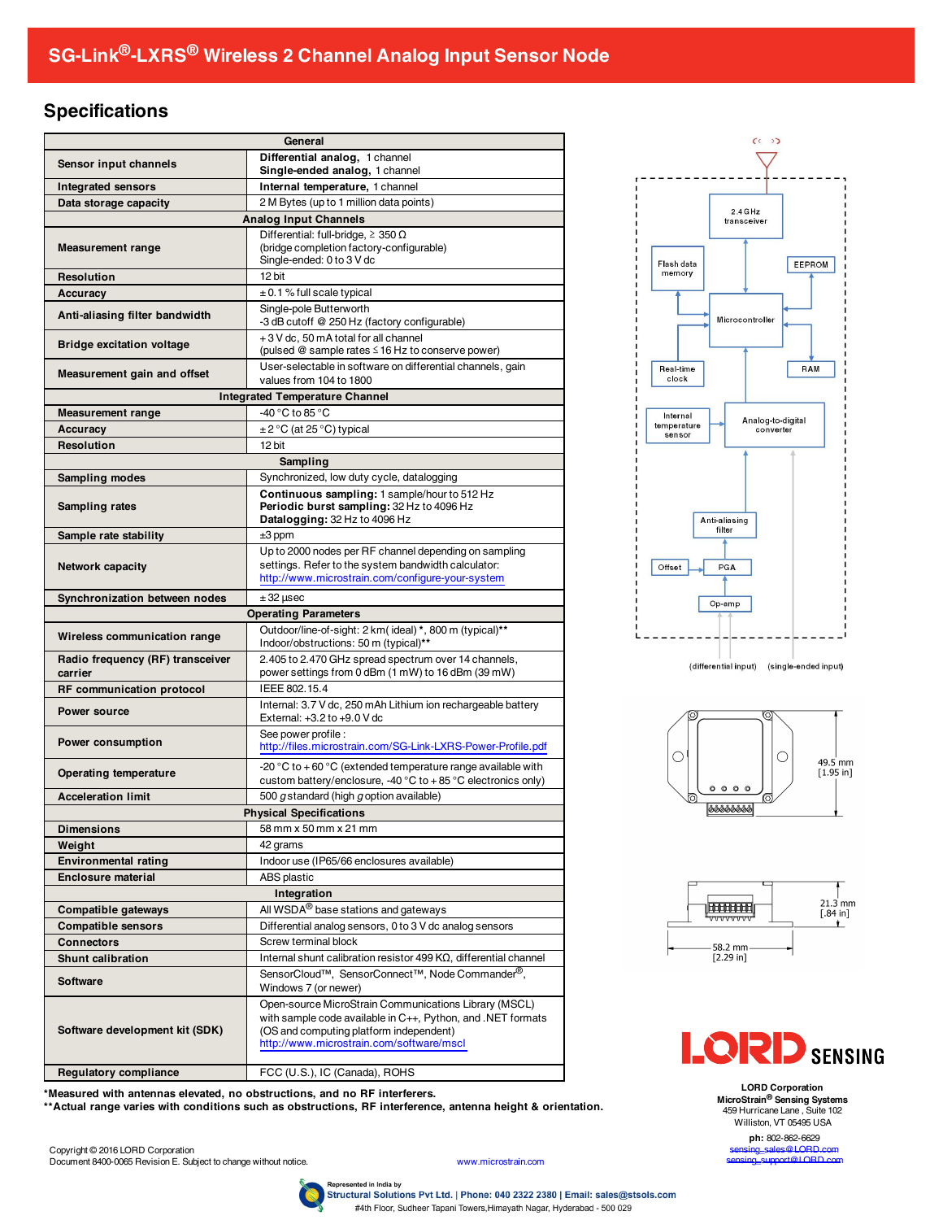# SG-Link®-LXRS® Wireless 2 Channel Analog Input Sensor Node

## Specifications

| | |
|---|---|
| **General** | |
| Sensor input channels | **Differential analog,** 1 channel<br>**Single-ended analog,** 1 channel |
| Integrated sensors | **Internal temperature,** 1 channel |
| Data storage capacity | 2 M Bytes (up to 1 million data points) |
| **Analog Input Channels** | |
| Measurement range | Differential: full-bridge, ≥ 350 Ω<br>(bridge completion factory-configurable)<br>Single-ended: 0 to 3 V dc |
| Resolution | 12 bit |
| Accuracy | ± 0.1 % full scale typical |
| Anti-aliasing filter bandwidth | Single-pole Butterworth<br>-3 dB cutoff @ 250 Hz (factory configurable) |
| Bridge excitation voltage | + 3 V dc, 50 mA total for all channel<br>(pulsed @ sample rates ≤ 16 Hz to conserve power) |
| Measurement gain and offset | User-selectable in software on differential channels, gain values from 104 to 1800 |
| **Integrated Temperature Channel** | |
| Measurement range | -40 °C to 85 °C |
| Accuracy | ± 2 °C (at 25 °C) typical |
| Resolution | 12 bit |
| **Sampling** | |
| Sampling modes | Synchronized, low duty cycle, datalogging |
| Sampling rates | **Continuous sampling:** 1 sample/hour to 512 Hz<br>**Periodic burst sampling:** 32 Hz to 4096 Hz<br>**Datalogging:** 32 Hz to 4096 Hz |
| Sample rate stability | ±3 ppm |
| Network capacity | Up to 2000 nodes per RF channel depending on sampling settings. Refer to the system bandwidth calculator: http://www.microstrain.com/configure-your-system |
| Synchronization between nodes | ± 32 µsec |
| **Operating Parameters** | |
| Wireless communication range | Outdoor/line-of-sight: 2 km( ideal) *, 800 m (typical)**<br>Indoor/obstructions: 50 m (typical)** |
| Radio frequency (RF) transceiver carrier | 2.405 to 2.470 GHz spread spectrum over 14 channels, power settings from 0 dBm (1 mW) to 16 dBm (39 mW) |
| RF communication protocol | IEEE 802.15.4 |
| Power source | Internal: 3.7 V dc, 250 mAh Lithium ion rechargeable battery<br>External: +3.2 to +9.0 V dc |
| Power consumption | See power profile :<br>http://files.microstrain.com/SG-Link-LXRS-Power-Profile.pdf |
| Operating temperature | -20 °C to + 60 °C (extended temperature range available with custom battery/enclosure, -40 °C to + 85 °C electronics only) |
| Acceleration limit | 500 *g* standard (high *g* option available) |
| **Physical Specifications** | |
| Dimensions | 58 mm x 50 mm x 21 mm |
| Weight | 42 grams |
| Environmental rating | Indoor use (IP65/66 enclosures available) |
| Enclosure material | ABS plastic |
| **Integration** | |
| Compatible gateways | All WSDA® base stations and gateways |
| Compatible sensors | Differential analog sensors, 0 to 3 V dc analog sensors |
| Connectors | Screw terminal block |
| Shunt calibration | Internal shunt calibration resistor 499 KΩ, differential channel |
| Software | SensorCloud™, SensorConnect™, Node Commander®, Windows 7 (or newer) |
| Software development kit (SDK) | Open-source MicroStrain Communications Library (MSCL) with sample code available in C++, Python, and .NET formats (OS and computing platform independent)<br>http://www.microstrain.com/software/mscl |
| Regulatory compliance | FCC (U.S.), IC (Canada), ROHS |

**\*Measured with antennas elevated, no obstructions, and no RF interferers.**
**\*\*Actual range varies with conditions such as obstructions, RF interference, antenna height & orientation.**

2.4 GHz transceiver
Flash data memory
EEPROM
Microcontroller
Real-time clock
RAM
Internal temperature sensor
Analog-to-digital converter
Anti-aliasing filter
Offset
PGA
Op-amp
(differential input)
(single-ended input)

49.5 mm [1.95 in]
21.3 mm [.84 in]
58.2 mm [2.29 in]

LORD SENSING

**LORD Corporation**
**MicroStrain® Sensing Systems**
459 Hurricane Lane , Suite 102
Williston, VT 05495 USA

**ph:** 802-862-6629
sensing_sales@LORD.com
sensing_support@LORD.com

Copyright © 2016 LORD Corporation
Document 8400-0065 Revision E. Subject to change without notice.

www.microstrain.com

Represented in India by
**Structural Solutions Pvt Ltd. | Phone: 040 2322 2380 | Email: sales@stsols.com**
#4th Floor, Sudheer Tapani Towers,Himayath Nagar, Hyderabad - 500 029